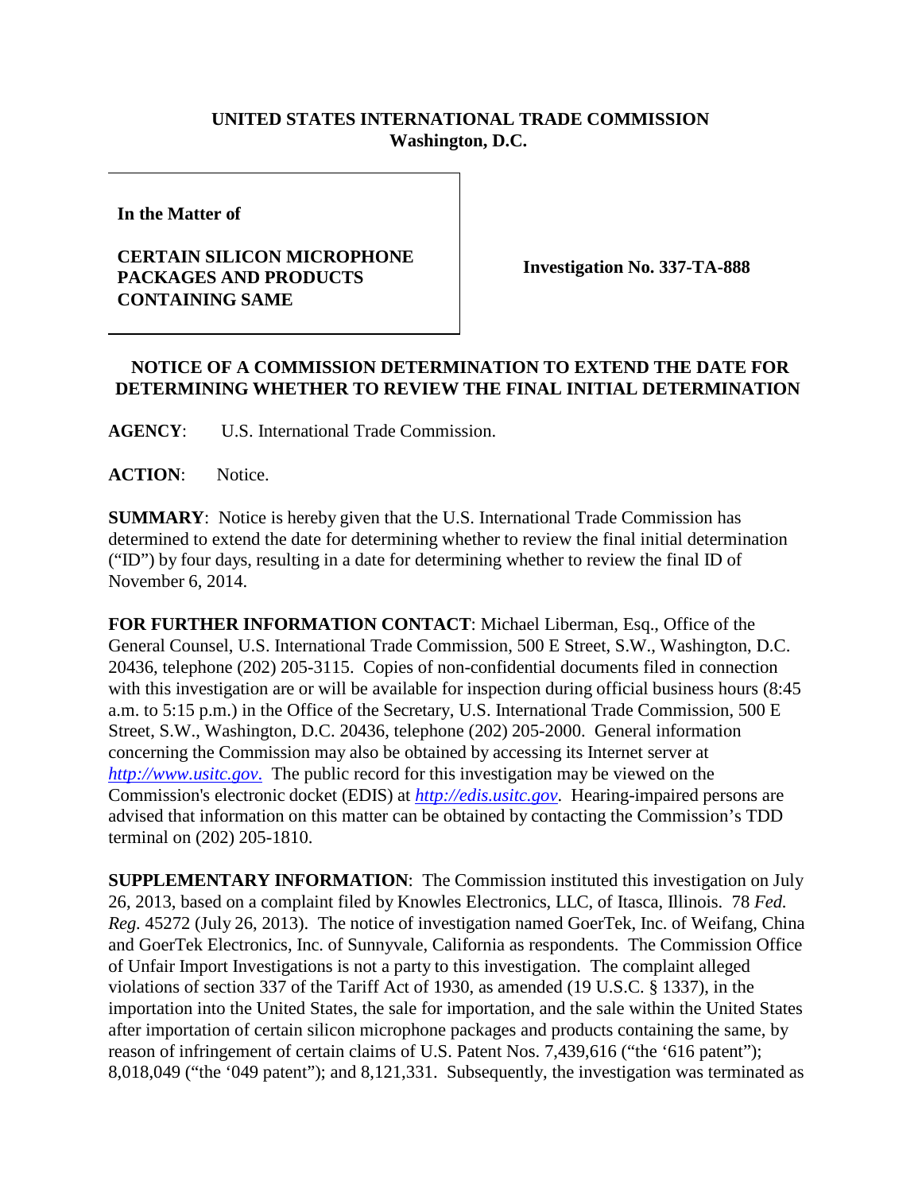**UNITED STATES INTERNATIONAL TRADE COMMISSION**
**Washington, D.C.**

| In the Matter of<br><br>**CERTAIN SILICON MICROPHONE PACKAGES AND PRODUCTS CONTAINING SAME** | **Investigation No. 337-TA-888** |
|---|---|

## NOTICE OF A COMMISSION DETERMINATION TO EXTEND THE DATE FOR DETERMINING WHETHER TO REVIEW THE FINAL INITIAL DETERMINATION

**AGENCY**: U.S. International Trade Commission.

**ACTION**: Notice.

**SUMMARY**: Notice is hereby given that the U.S. International Trade Commission has determined to extend the date for determining whether to review the final initial determination ("ID") by four days, resulting in a date for determining whether to review the final ID of November 6, 2014.

**FOR FURTHER INFORMATION CONTACT**: Michael Liberman, Esq., Office of the General Counsel, U.S. International Trade Commission, 500 E Street, S.W., Washington, D.C. 20436, telephone (202) 205-3115. Copies of non-confidential documents filed in connection with this investigation are or will be available for inspection during official business hours (8:45 a.m. to 5:15 p.m.) in the Office of the Secretary, U.S. International Trade Commission, 500 E Street, S.W., Washington, D.C. 20436, telephone (202) 205-2000. General information concerning the Commission may also be obtained by accessing its Internet server at *http://www.usitc.gov*. The public record for this investigation may be viewed on the Commission's electronic docket (EDIS) at *http://edis.usitc.gov*. Hearing-impaired persons are advised that information on this matter can be obtained by contacting the Commission's TDD terminal on (202) 205-1810.

**SUPPLEMENTARY INFORMATION**: The Commission instituted this investigation on July 26, 2013, based on a complaint filed by Knowles Electronics, LLC, of Itasca, Illinois. 78 *Fed. Reg.* 45272 (July 26, 2013). The notice of investigation named GoerTek, Inc. of Weifang, China and GoerTek Electronics, Inc. of Sunnyvale, California as respondents. The Commission Office of Unfair Import Investigations is not a party to this investigation. The complaint alleged violations of section 337 of the Tariff Act of 1930, as amended (19 U.S.C. § 1337), in the importation into the United States, the sale for importation, and the sale within the United States after importation of certain silicon microphone packages and products containing the same, by reason of infringement of certain claims of U.S. Patent Nos. 7,439,616 ("the '616 patent"); 8,018,049 ("the '049 patent"); and 8,121,331. Subsequently, the investigation was terminated as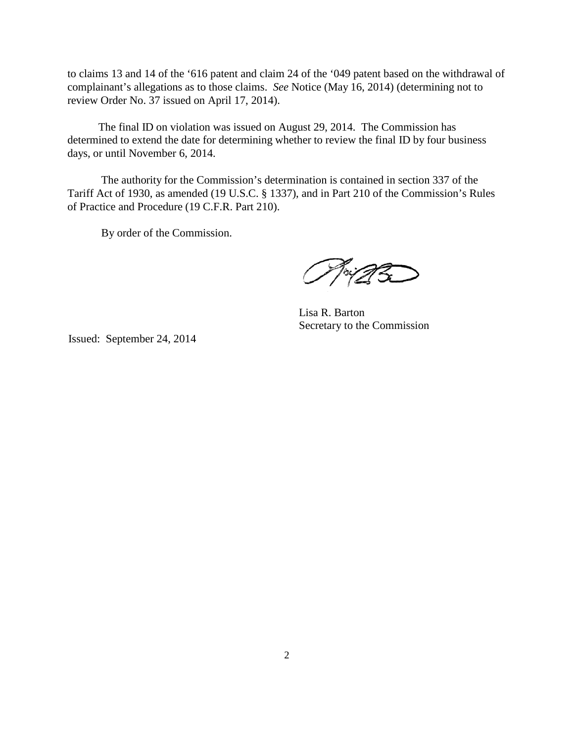to claims 13 and 14 of the '616 patent and claim 24 of the '049 patent based on the withdrawal of complainant's allegations as to those claims. *See* Notice (May 16, 2014) (determining not to review Order No. 37 issued on April 17, 2014).

The final ID on violation was issued on August 29, 2014. The Commission has determined to extend the date for determining whether to review the final ID by four business days, or until November 6, 2014.

The authority for the Commission's determination is contained in section 337 of the Tariff Act of 1930, as amended (19 U.S.C. § 1337), and in Part 210 of the Commission's Rules of Practice and Procedure (19 C.F.R. Part 210).

By order of the Commission.

Lisa R. Barton
Secretary to the Commission

Issued: September 24, 2014